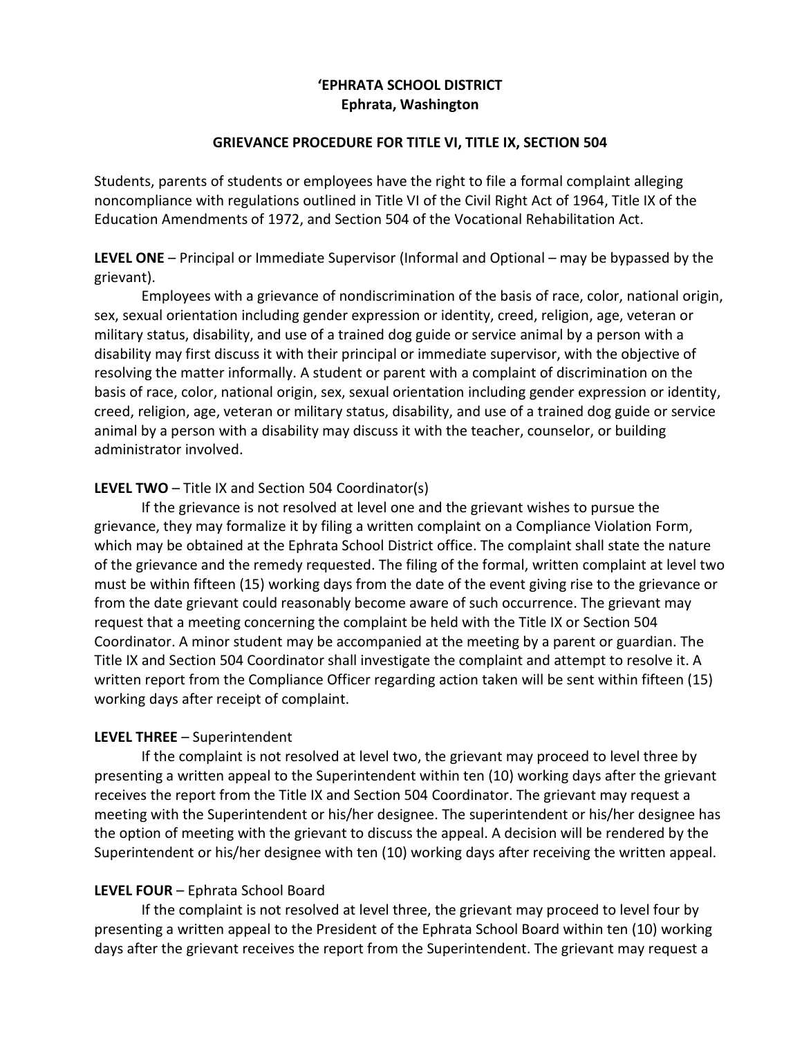# ‘EPHRATA SCHOOL DISTRICT
## Ephrata, Washington

### GRIEVANCE PROCEDURE FOR TITLE VI, TITLE IX, SECTION 504

Students, parents of students or employees have the right to file a formal complaint alleging noncompliance with regulations outlined in Title VI of the Civil Right Act of 1964, Title IX of the Education Amendments of 1972, and Section 504 of the Vocational Rehabilitation Act.

**LEVEL ONE** – Principal or Immediate Supervisor (Informal and Optional – may be bypassed by the grievant).

Employees with a grievance of nondiscrimination of the basis of race, color, national origin, sex, sexual orientation including gender expression or identity, creed, religion, age, veteran or military status, disability, and use of a trained dog guide or service animal by a person with a disability may first discuss it with their principal or immediate supervisor, with the objective of resolving the matter informally. A student or parent with a complaint of discrimination on the basis of race, color, national origin, sex, sexual orientation including gender expression or identity, creed, religion, age, veteran or military status, disability, and use of a trained dog guide or service animal by a person with a disability may discuss it with the teacher, counselor, or building administrator involved.

**LEVEL TWO** – Title IX and Section 504 Coordinator(s)

If the grievance is not resolved at level one and the grievant wishes to pursue the grievance, they may formalize it by filing a written complaint on a Compliance Violation Form, which may be obtained at the Ephrata School District office. The complaint shall state the nature of the grievance and the remedy requested. The filing of the formal, written complaint at level two must be within fifteen (15) working days from the date of the event giving rise to the grievance or from the date grievant could reasonably become aware of such occurrence. The grievant may request that a meeting concerning the complaint be held with the Title IX or Section 504 Coordinator. A minor student may be accompanied at the meeting by a parent or guardian. The Title IX and Section 504 Coordinator shall investigate the complaint and attempt to resolve it. A written report from the Compliance Officer regarding action taken will be sent within fifteen (15) working days after receipt of complaint.

**LEVEL THREE** – Superintendent

If the complaint is not resolved at level two, the grievant may proceed to level three by presenting a written appeal to the Superintendent within ten (10) working days after the grievant receives the report from the Title IX and Section 504 Coordinator. The grievant may request a meeting with the Superintendent or his/her designee. The superintendent or his/her designee has the option of meeting with the grievant to discuss the appeal. A decision will be rendered by the Superintendent or his/her designee with ten (10) working days after receiving the written appeal.

**LEVEL FOUR** – Ephrata School Board

If the complaint is not resolved at level three, the grievant may proceed to level four by presenting a written appeal to the President of the Ephrata School Board within ten (10) working days after the grievant receives the report from the Superintendent. The grievant may request a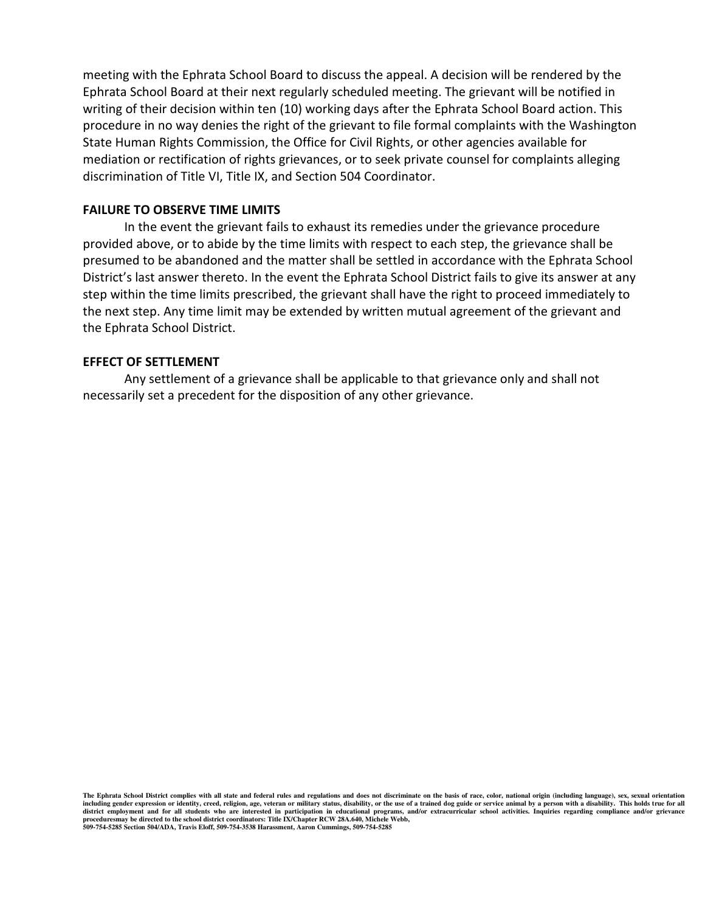meeting with the Ephrata School Board to discuss the appeal. A decision will be rendered by the Ephrata School Board at their next regularly scheduled meeting. The grievant will be notified in writing of their decision within ten (10) working days after the Ephrata School Board action. This procedure in no way denies the right of the grievant to file formal complaints with the Washington State Human Rights Commission, the Office for Civil Rights, or other agencies available for mediation or rectification of rights grievances, or to seek private counsel for complaints alleging discrimination of Title VI, Title IX, and Section 504 Coordinator.

**FAILURE TO OBSERVE TIME LIMITS**

In the event the grievant fails to exhaust its remedies under the grievance procedure provided above, or to abide by the time limits with respect to each step, the grievance shall be presumed to be abandoned and the matter shall be settled in accordance with the Ephrata School District's last answer thereto. In the event the Ephrata School District fails to give its answer at any step within the time limits prescribed, the grievant shall have the right to proceed immediately to the next step. Any time limit may be extended by written mutual agreement of the grievant and the Ephrata School District.

**EFFECT OF SETTLEMENT**

Any settlement of a grievance shall be applicable to that grievance only and shall not necessarily set a precedent for the disposition of any other grievance.

**The Ephrata School District complies with all state and federal rules and regulations and does not discriminate on the basis of race, color, national origin (including language), sex, sexual orientation including gender expression or identity, creed, religion, age, veteran or military status, disability, or the use of a trained dog guide or service animal by a person with a disability. This holds true for all district employment and for all students who are interested in participation in educational programs, and/or extracurricular school activities. Inquiries regarding compliance and/or grievance proceduresmay be directed to the school district coordinators: Title IX/Chapter RCW 28A.640, Michele Webb, 509-754-5285 Section 504/ADA, Travis Eloff, 509-754-3538 Harassment, Aaron Cummings, 509-754-5285**